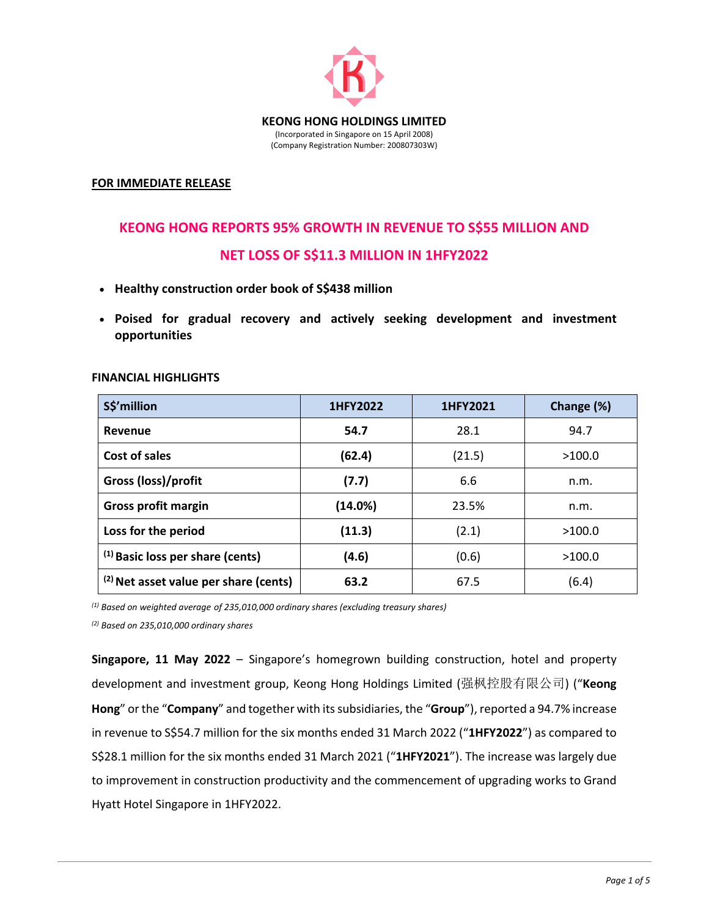**KEONG HONG HOLDINGS LIMITED**
(Incorporated in Singapore on 15 April 2008)
(Company Registration Number: 200807303W)

**FOR IMMEDIATE RELEASE**

# KEONG HONG REPORTS 95% GROWTH IN REVENUE TO S$55 MILLION AND NET LOSS OF S$11.3 MILLION IN 1HFY2022

- **Healthy construction order book of S$438 million**
- **Poised for gradual recovery and actively seeking development and investment opportunities**

**FINANCIAL HIGHLIGHTS**

| S$'million | 1HFY2022 | 1HFY2021 | Change (%) |
|---|---|---|---|
| **Revenue** | **54.7** | 28.1 | 94.7 |
| **Cost of sales** | **(62.4)** | (21.5) | >100.0 |
| **Gross (loss)/profit** | **(7.7)** | 6.6 | n.m. |
| **Gross profit margin** | **(14.0%)** | 23.5% | n.m. |
| **Loss for the period** | **(11.3)** | (2.1) | >100.0 |
| **(1) Basic loss per share (cents)** | **(4.6)** | (0.6) | >100.0 |
| **(2) Net asset value per share (cents)** | **63.2** | 67.5 | (6.4) |

*(1) Based on weighted average of 235,010,000 ordinary shares (excluding treasury shares)*

*(2) Based on 235,010,000 ordinary shares*

**Singapore, 11 May 2022** – Singapore's homegrown building construction, hotel and property development and investment group, Keong Hong Holdings Limited (强枫控股有限公司) ("**Keong Hong**" or the "**Company**" and together with its subsidiaries, the "**Group**"), reported a 94.7% increase in revenue to S$54.7 million for the six months ended 31 March 2022 ("**1HFY2022**") as compared to S$28.1 million for the six months ended 31 March 2021 ("**1HFY2021**"). The increase was largely due to improvement in construction productivity and the commencement of upgrading works to Grand Hyatt Hotel Singapore in 1HFY2022.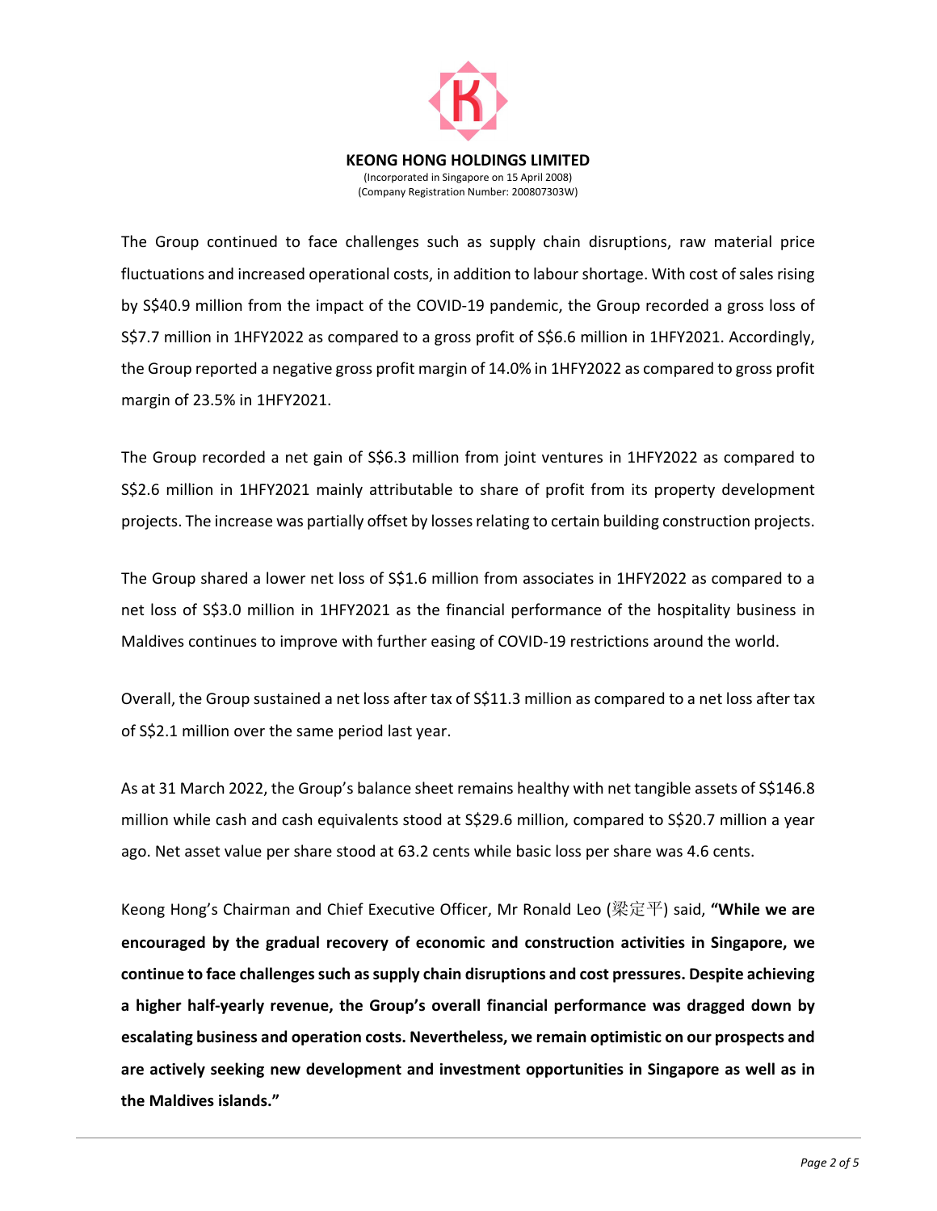**KEONG HONG HOLDINGS LIMITED**
(Incorporated in Singapore on 15 April 2008)
(Company Registration Number: 200807303W)

The Group continued to face challenges such as supply chain disruptions, raw material price fluctuations and increased operational costs, in addition to labour shortage. With cost of sales rising by S$40.9 million from the impact of the COVID-19 pandemic, the Group recorded a gross loss of S$7.7 million in 1HFY2022 as compared to a gross profit of S$6.6 million in 1HFY2021. Accordingly, the Group reported a negative gross profit margin of 14.0% in 1HFY2022 as compared to gross profit margin of 23.5% in 1HFY2021.

The Group recorded a net gain of S$6.3 million from joint ventures in 1HFY2022 as compared to S$2.6 million in 1HFY2021 mainly attributable to share of profit from its property development projects. The increase was partially offset by losses relating to certain building construction projects.

The Group shared a lower net loss of S$1.6 million from associates in 1HFY2022 as compared to a net loss of S$3.0 million in 1HFY2021 as the financial performance of the hospitality business in Maldives continues to improve with further easing of COVID-19 restrictions around the world.

Overall, the Group sustained a net loss after tax of S$11.3 million as compared to a net loss after tax of S$2.1 million over the same period last year.

As at 31 March 2022, the Group's balance sheet remains healthy with net tangible assets of S$146.8 million while cash and cash equivalents stood at S$29.6 million, compared to S$20.7 million a year ago. Net asset value per share stood at 63.2 cents while basic loss per share was 4.6 cents.

Keong Hong's Chairman and Chief Executive Officer, Mr Ronald Leo (梁定平) said, **"While we are encouraged by the gradual recovery of economic and construction activities in Singapore, we continue to face challenges such as supply chain disruptions and cost pressures. Despite achieving a higher half-yearly revenue, the Group's overall financial performance was dragged down by escalating business and operation costs. Nevertheless, we remain optimistic on our prospects and are actively seeking new development and investment opportunities in Singapore as well as in the Maldives islands."**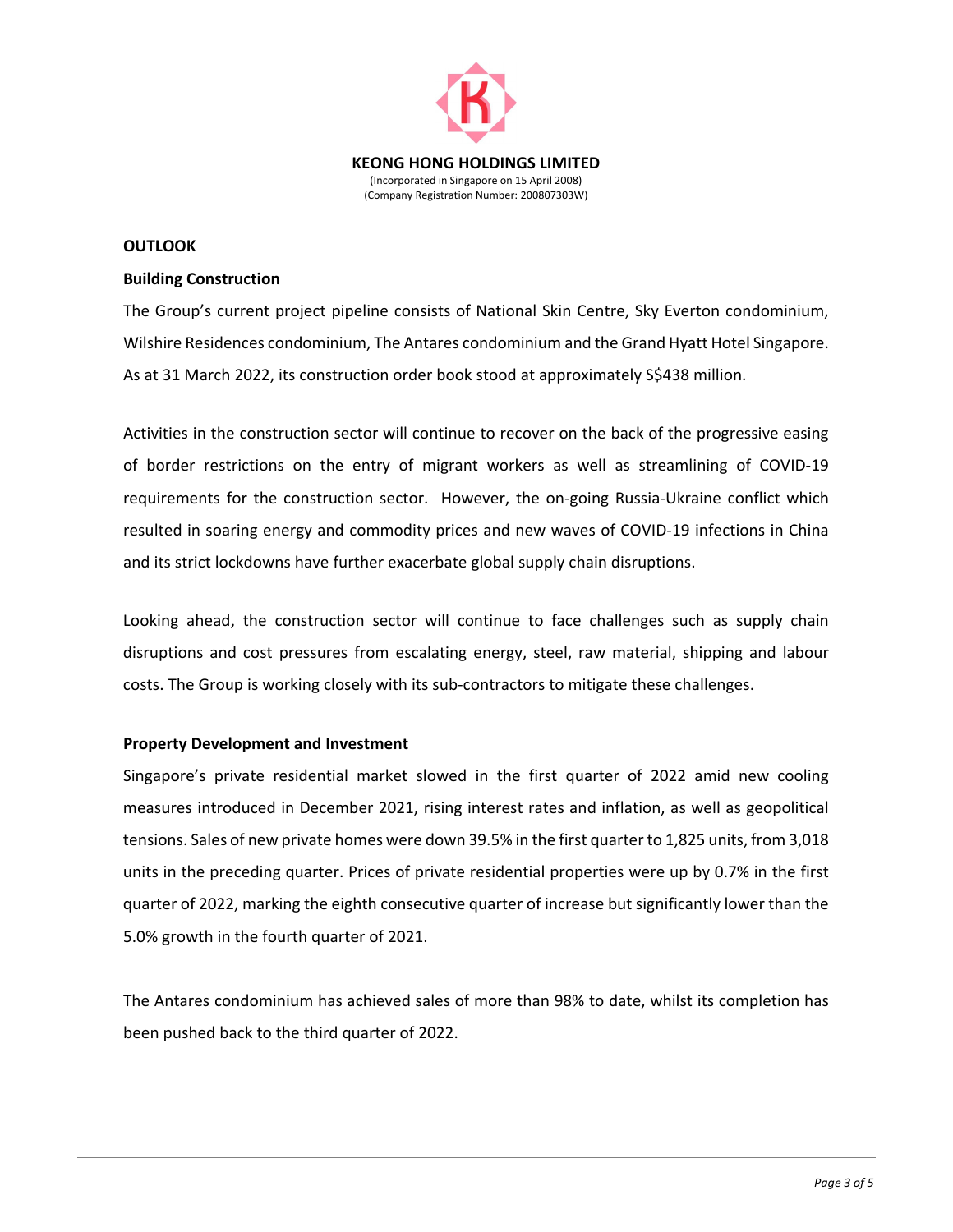**KEONG HONG HOLDINGS LIMITED**
(Incorporated in Singapore on 15 April 2008)
(Company Registration Number: 200807303W)

## OUTLOOK

### Building Construction

The Group's current project pipeline consists of National Skin Centre, Sky Everton condominium, Wilshire Residences condominium, The Antares condominium and the Grand Hyatt Hotel Singapore. As at 31 March 2022, its construction order book stood at approximately S$438 million.

Activities in the construction sector will continue to recover on the back of the progressive easing of border restrictions on the entry of migrant workers as well as streamlining of COVID-19 requirements for the construction sector. However, the on-going Russia-Ukraine conflict which resulted in soaring energy and commodity prices and new waves of COVID-19 infections in China and its strict lockdowns have further exacerbate global supply chain disruptions.

Looking ahead, the construction sector will continue to face challenges such as supply chain disruptions and cost pressures from escalating energy, steel, raw material, shipping and labour costs. The Group is working closely with its sub-contractors to mitigate these challenges.

### Property Development and Investment

Singapore's private residential market slowed in the first quarter of 2022 amid new cooling measures introduced in December 2021, rising interest rates and inflation, as well as geopolitical tensions. Sales of new private homes were down 39.5% in the first quarter to 1,825 units, from 3,018 units in the preceding quarter. Prices of private residential properties were up by 0.7% in the first quarter of 2022, marking the eighth consecutive quarter of increase but significantly lower than the 5.0% growth in the fourth quarter of 2021.

The Antares condominium has achieved sales of more than 98% to date, whilst its completion has been pushed back to the third quarter of 2022.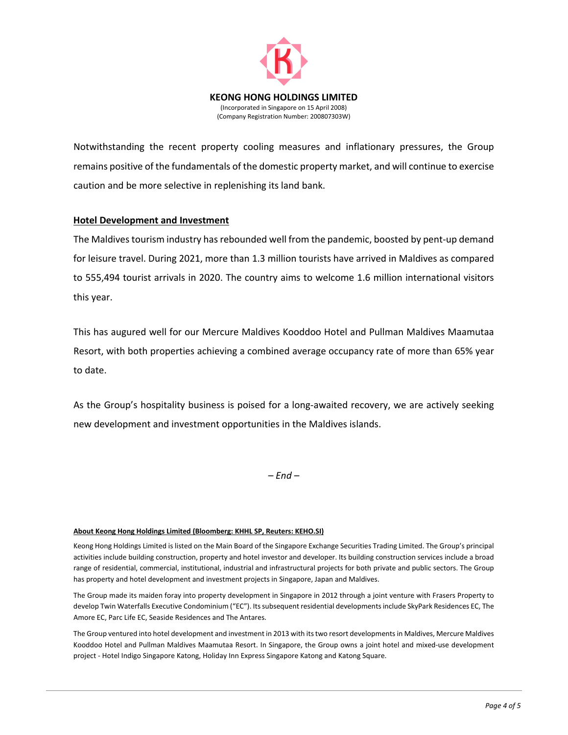Notwithstanding the recent property cooling measures and inflationary pressures, the Group remains positive of the fundamentals of the domestic property market, and will continue to exercise caution and be more selective in replenishing its land bank.

**Hotel Development and Investment**

The Maldives tourism industry has rebounded well from the pandemic, boosted by pent-up demand for leisure travel. During 2021, more than 1.3 million tourists have arrived in Maldives as compared to 555,494 tourist arrivals in 2020. The country aims to welcome 1.6 million international visitors this year.

This has augured well for our Mercure Maldives Kooddoo Hotel and Pullman Maldives Maamutaa Resort, with both properties achieving a combined average occupancy rate of more than 65% year to date.

As the Group's hospitality business is poised for a long-awaited recovery, we are actively seeking new development and investment opportunities in the Maldives islands.

*– End –*

**About Keong Hong Holdings Limited (Bloomberg: KHHL SP, Reuters: KEHO.SI)**

Keong Hong Holdings Limited is listed on the Main Board of the Singapore Exchange Securities Trading Limited. The Group's principal activities include building construction, property and hotel investor and developer. Its building construction services include a broad range of residential, commercial, institutional, industrial and infrastructural projects for both private and public sectors. The Group has property and hotel development and investment projects in Singapore, Japan and Maldives.

The Group made its maiden foray into property development in Singapore in 2012 through a joint venture with Frasers Property to develop Twin Waterfalls Executive Condominium ("EC"). Its subsequent residential developments include SkyPark Residences EC, The Amore EC, Parc Life EC, Seaside Residences and The Antares.

The Group ventured into hotel development and investment in 2013 with its two resort developments in Maldives, Mercure Maldives Kooddoo Hotel and Pullman Maldives Maamutaa Resort. In Singapore, the Group owns a joint hotel and mixed-use development project - Hotel Indigo Singapore Katong, Holiday Inn Express Singapore Katong and Katong Square.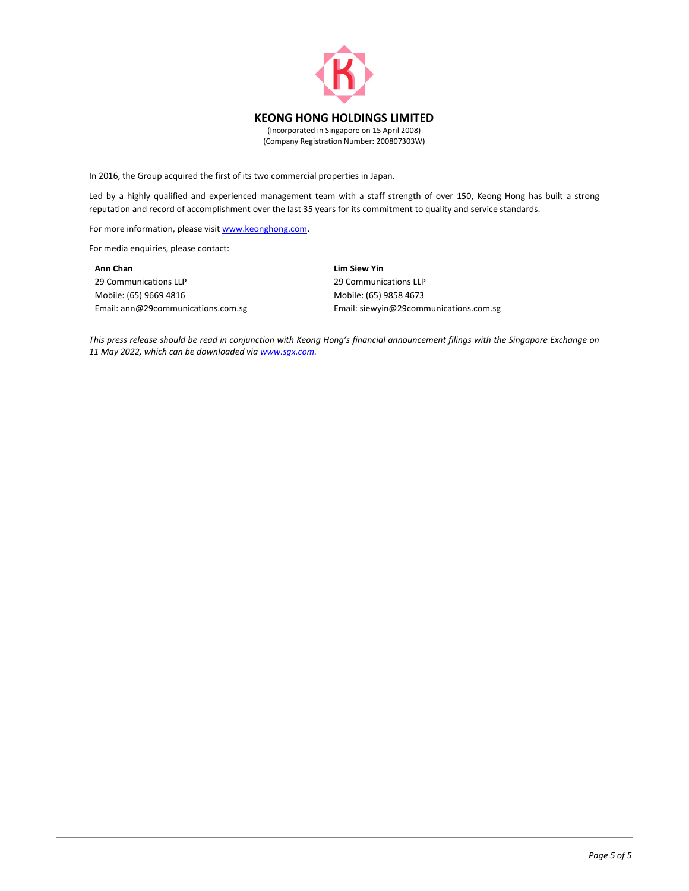**KEONG HONG HOLDINGS LIMITED**

(Incorporated in Singapore on 15 April 2008)
(Company Registration Number: 200807303W)

In 2016, the Group acquired the first of its two commercial properties in Japan.

Led by a highly qualified and experienced management team with a staff strength of over 150, Keong Hong has built a strong reputation and record of accomplishment over the last 35 years for its commitment to quality and service standards.

For more information, please visit www.keonghong.com.

For media enquiries, please contact:

**Ann Chan**
29 Communications LLP
Mobile: (65) 9669 4816
Email: ann@29communications.com.sg

**Lim Siew Yin**
29 Communications LLP
Mobile: (65) 9858 4673
Email: siewyin@29communications.com.sg

*This press release should be read in conjunction with Keong Hong's financial announcement filings with the Singapore Exchange on 11 May 2022, which can be downloaded via www.sgx.com.*